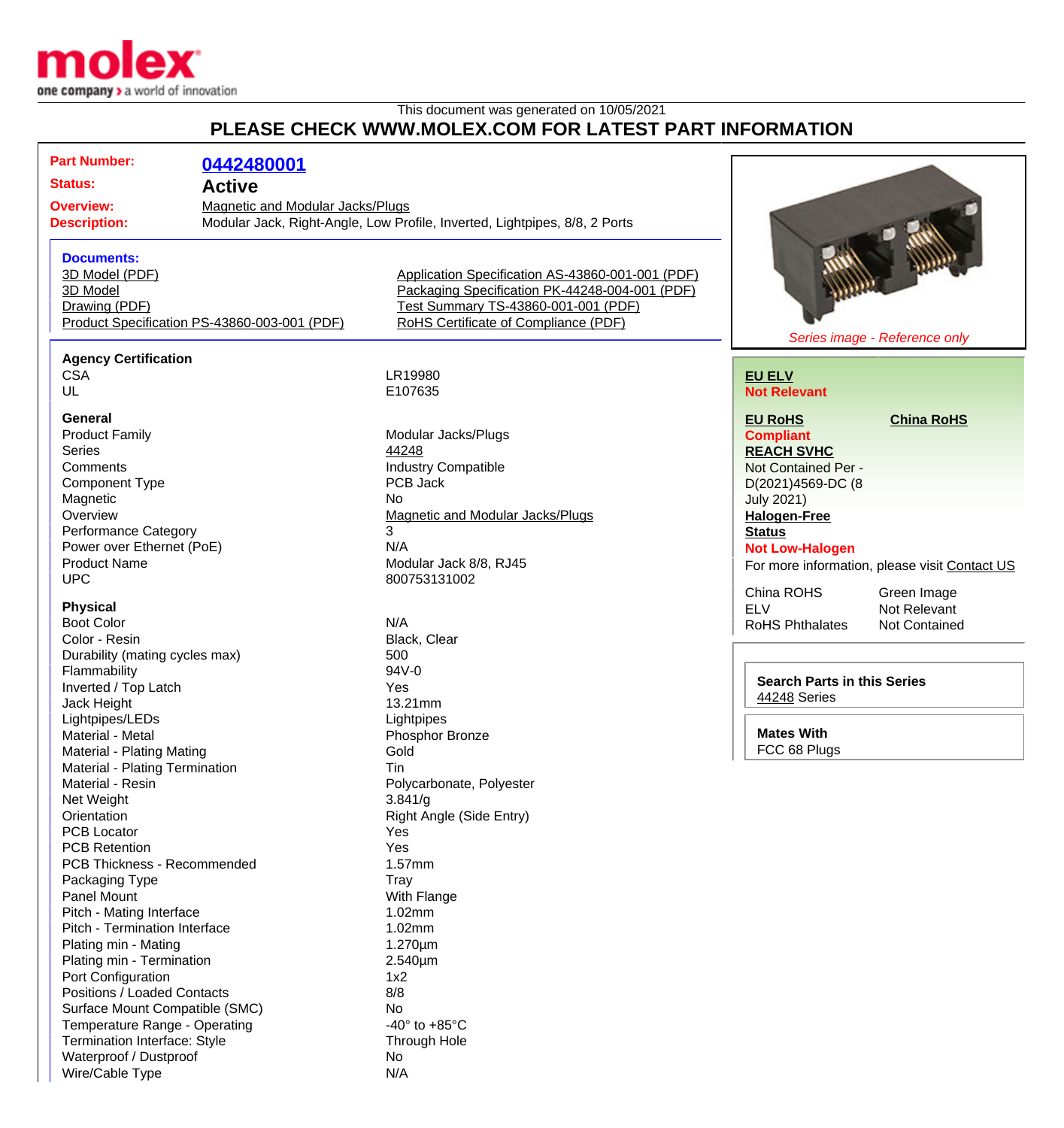This document was generated on 10/05/2021

# PLEASE CHECK WWW.MOLEX.COM FOR LATEST PART INFORMATION

| | |
|---|---|
| **Part Number:** | **0442480001** |
| **Status:** | **Active** |
| **Overview:** | Magnetic and Modular Jacks/Plugs |
| **Description:** | Modular Jack, Right-Angle, Low Profile, Inverted, Lightpipes, 8/8, 2 Ports |

**Documents:**

- 3D Model (PDF)
- 3D Model
- Drawing (PDF)
- Product Specification PS-43860-003-001 (PDF)
- Application Specification AS-43860-001-001 (PDF)
- Packaging Specification PK-44248-004-001 (PDF)
- Test Summary TS-43860-001-001 (PDF)
- RoHS Certificate of Compliance (PDF)

*Series image - Reference only*

### Agency Certification

| | |
|---|---|
| CSA | LR19980 |
| UL | E107635 |

### General

| | |
|---|---|
| Product Family | Modular Jacks/Plugs |
| Series | 44248 |
| Comments | Industry Compatible |
| Component Type | PCB Jack |
| Magnetic | No |
| Overview | Magnetic and Modular Jacks/Plugs |
| Performance Category | 3 |
| Power over Ethernet (PoE) | N/A |
| Product Name | Modular Jack 8/8, RJ45 |
| UPC | 800753131002 |

### Physical

| | |
|---|---|
| Boot Color | N/A |
| Color - Resin | Black, Clear |
| Durability (mating cycles max) | 500 |
| Flammability | 94V-0 |
| Inverted / Top Latch | Yes |
| Jack Height | 13.21mm |
| Lightpipes/LEDs | Lightpipes |
| Material - Metal | Phosphor Bronze |
| Material - Plating Mating | Gold |
| Material - Plating Termination | Tin |
| Material - Resin | Polycarbonate, Polyester |
| Net Weight | 3.841/g |
| Orientation | Right Angle (Side Entry) |
| PCB Locator | Yes |
| PCB Retention | Yes |
| PCB Thickness - Recommended | 1.57mm |
| Packaging Type | Tray |
| Panel Mount | With Flange |
| Pitch - Mating Interface | 1.02mm |
| Pitch - Termination Interface | 1.02mm |
| Plating min - Mating | 1.270µm |
| Plating min - Termination | 2.540µm |
| Port Configuration | 1x2 |
| Positions / Loaded Contacts | 8/8 |
| Surface Mount Compatible (SMC) | No |
| Temperature Range - Operating | -40° to +85°C |
| Termination Interface: Style | Through Hole |
| Waterproof / Dustproof | No |
| Wire/Cable Type | N/A |

**EU ELV**
**Not Relevant**

**EU RoHS** | **China RoHS**
**Compliant**

**REACH SVHC**
Not Contained Per - D(2021)4569-DC (8 July 2021)

**Halogen-Free Status**
**Not Low-Halogen**

For more information, please visit Contact US

| | |
|---|---|
| China ROHS | Green Image |
| ELV | Not Relevant |
| RoHS Phthalates | Not Contained |

**Search Parts in this Series**
44248 Series

**Mates With**
FCC 68 Plugs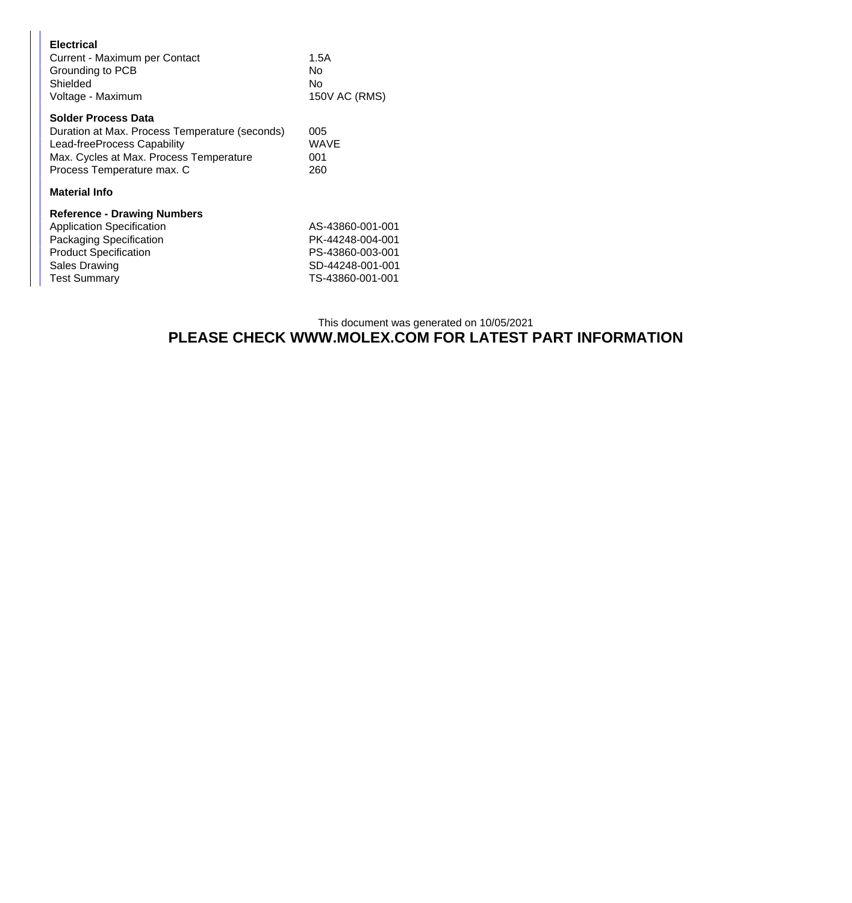**Electrical**

| | |
|---|---|
| Current - Maximum per Contact | 1.5A |
| Grounding to PCB | No |
| Shielded | No |
| Voltage - Maximum | 150V AC (RMS) |

**Solder Process Data**

| | |
|---|---|
| Duration at Max. Process Temperature (seconds) | 005 |
| Lead-freeProcess Capability | WAVE |
| Max. Cycles at Max. Process Temperature | 001 |
| Process Temperature max. C | 260 |

**Material Info**

**Reference - Drawing Numbers**

| | |
|---|---|
| Application Specification | AS-43860-001-001 |
| Packaging Specification | PK-44248-004-001 |
| Product Specification | PS-43860-003-001 |
| Sales Drawing | SD-44248-001-001 |
| Test Summary | TS-43860-001-001 |

This document was generated on 10/05/2021

**PLEASE CHECK WWW.MOLEX.COM FOR LATEST PART INFORMATION**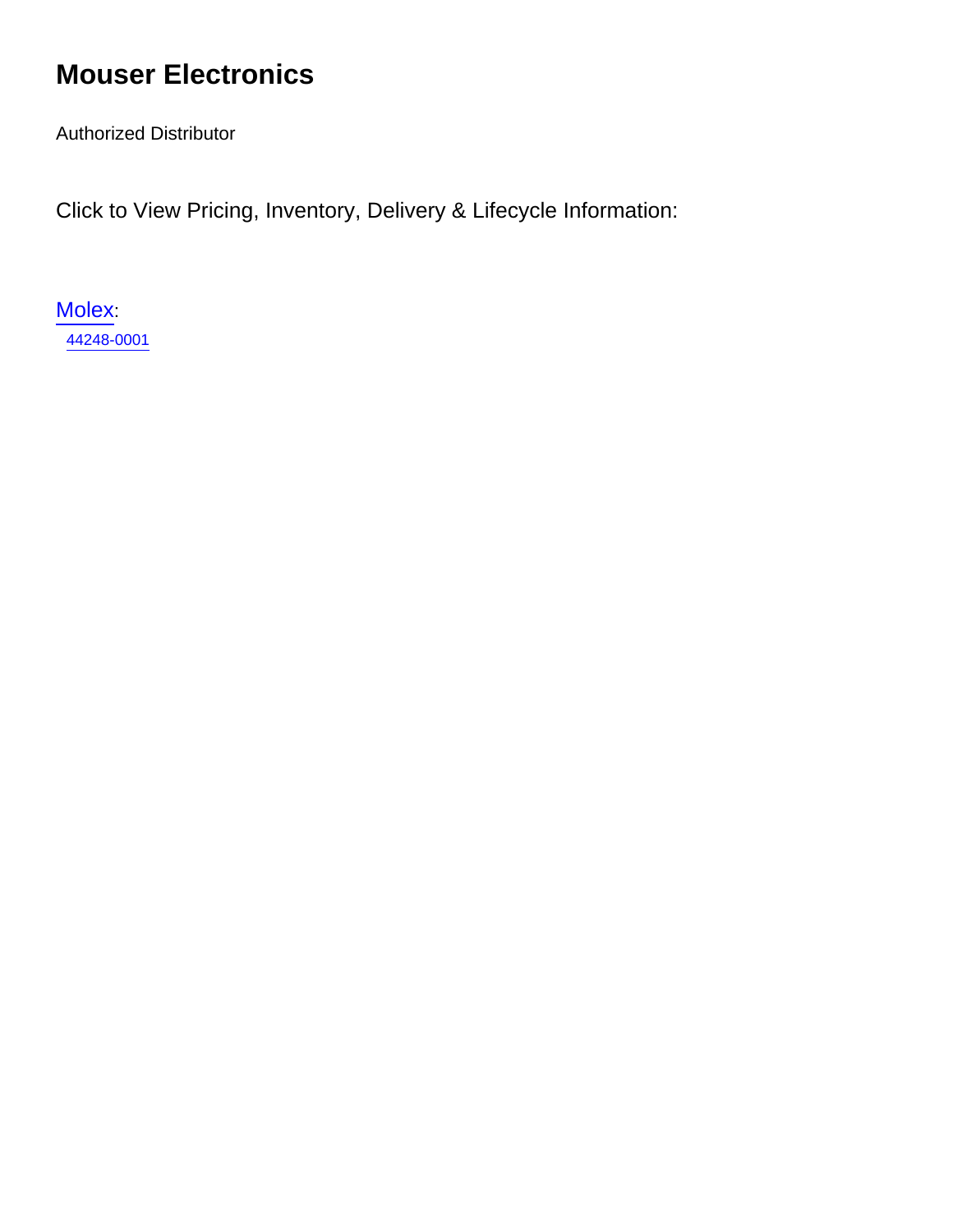# Mouser Electronics

Authorized Distributor

Click to View Pricing, Inventory, Delivery & Lifecycle Information:

Molex:

44248-0001